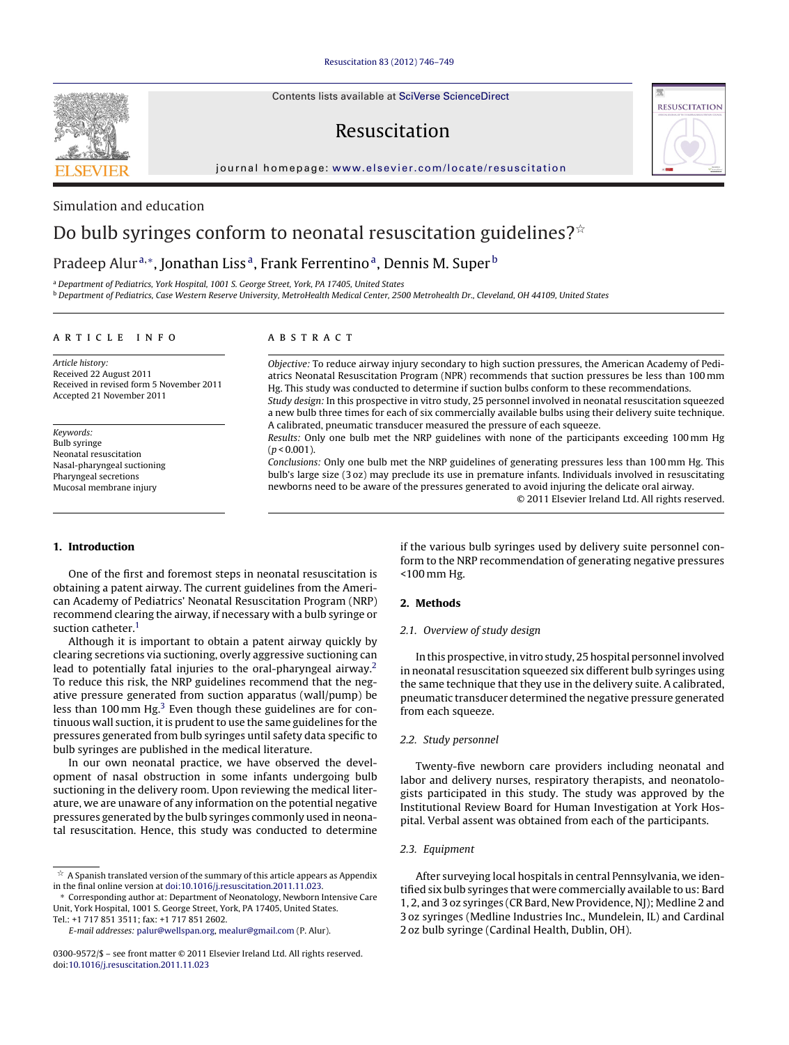Simulation and education

# Do bulb syringes conform to neonatal resuscitation guidelines?[☆]

Pradeep Alur[a,*], Jonathan Liss[a], Frank Ferrentino[a], Dennis M. Super[b]

[a] Department of Pediatrics, York Hospital, 1001 S. George Street, York, PA 17405, United States
[b] Department of Pediatrics, Case Western Reserve University, MetroHealth Medical Center, 2500 Metrohealth Dr., Cleveland, OH 44109, United States

**ARTICLE INFO**

*Article history:*
Received 22 August 2011
Received in revised form 5 November 2011
Accepted 21 November 2011

*Keywords:*
Bulb syringe
Neonatal resuscitation
Nasal-pharyngeal suctioning
Pharyngeal secretions
Mucosal membrane injury

**ABSTRACT**

*Objective:* To reduce airway injury secondary to high suction pressures, the American Academy of Pediatrics Neonatal Resuscitation Program (NPR) recommends that suction pressures be less than 100 mm Hg. This study was conducted to determine if suction bulbs conform to these recommendations.

*Study design:* In this prospective in vitro study, 25 personnel involved in neonatal resuscitation squeezed a new bulb three times for each of six commercially available bulbs using their delivery suite technique. A calibrated, pneumatic transducer measured the pressure of each squeeze.

*Results:* Only one bulb met the NRP guidelines with none of the participants exceeding 100 mm Hg ($p < 0.001$).

*Conclusions:* Only one bulb met the NRP guidelines of generating pressures less than 100 mm Hg. This bulb's large size (3 oz) may preclude its use in premature infants. Individuals involved in resuscitating newborns need to be aware of the pressures generated to avoid injuring the delicate oral airway.

© 2011 Elsevier Ireland Ltd. All rights reserved.

## 1. Introduction

One of the first and foremost steps in neonatal resuscitation is obtaining a patent airway. The current guidelines from the American Academy of Pediatrics' Neonatal Resuscitation Program (NRP) recommend clearing the airway, if necessary with a bulb syringe or suction catheter.[1]

Although it is important to obtain a patent airway quickly by clearing secretions via suctioning, overly aggressive suctioning can lead to potentially fatal injuries to the oral-pharyngeal airway.[2] To reduce this risk, the NRP guidelines recommend that the negative pressure generated from suction apparatus (wall/pump) be less than 100 mm Hg.[3] Even though these guidelines are for continuous wall suction, it is prudent to use the same guidelines for the pressures generated from bulb syringes until safety data specific to bulb syringes are published in the medical literature.

In our own neonatal practice, we have observed the development of nasal obstruction in some infants undergoing bulb suctioning in the delivery room. Upon reviewing the medical literature, we are unaware of any information on the potential negative pressures generated by the bulb syringes commonly used in neonatal resuscitation. Hence, this study was conducted to determine if the various bulb syringes used by delivery suite personnel conform to the NRP recommendation of generating negative pressures <100 mm Hg.

## 2. Methods

### 2.1. Overview of study design

In this prospective, in vitro study, 25 hospital personnel involved in neonatal resuscitation squeezed six different bulb syringes using the same technique that they use in the delivery suite. A calibrated, pneumatic transducer determined the negative pressure generated from each squeeze.

### 2.2. Study personnel

Twenty-five newborn care providers including neonatal and labor and delivery nurses, respiratory therapists, and neonatologists participated in this study. The study was approved by the Institutional Review Board for Human Investigation at York Hospital. Verbal assent was obtained from each of the participants.

### 2.3. Equipment

After surveying local hospitals in central Pennsylvania, we identified six bulb syringes that were commercially available to us: Bard 1, 2, and 3 oz syringes (CR Bard, New Providence, NJ); Medline 2 and 3 oz syringes (Medline Industries Inc., Mundelein, IL) and Cardinal 2 oz bulb syringe (Cardinal Health, Dublin, OH).

---

☆ A Spanish translated version of the summary of this article appears as Appendix in the final online version at doi:10.1016/j.resuscitation.2011.11.023.

\* Corresponding author at: Department of Neonatology, Newborn Intensive Care Unit, York Hospital, 1001 S. George Street, York, PA 17405, United States. Tel.: +1 717 851 3511; fax: +1 717 851 2602.

*E-mail addresses:* palur@wellspan.org, mealur@gmail.com (P. Alur).

0300-9572/$ – see front matter © 2011 Elsevier Ireland Ltd. All rights reserved.
doi:10.1016/j.resuscitation.2011.11.023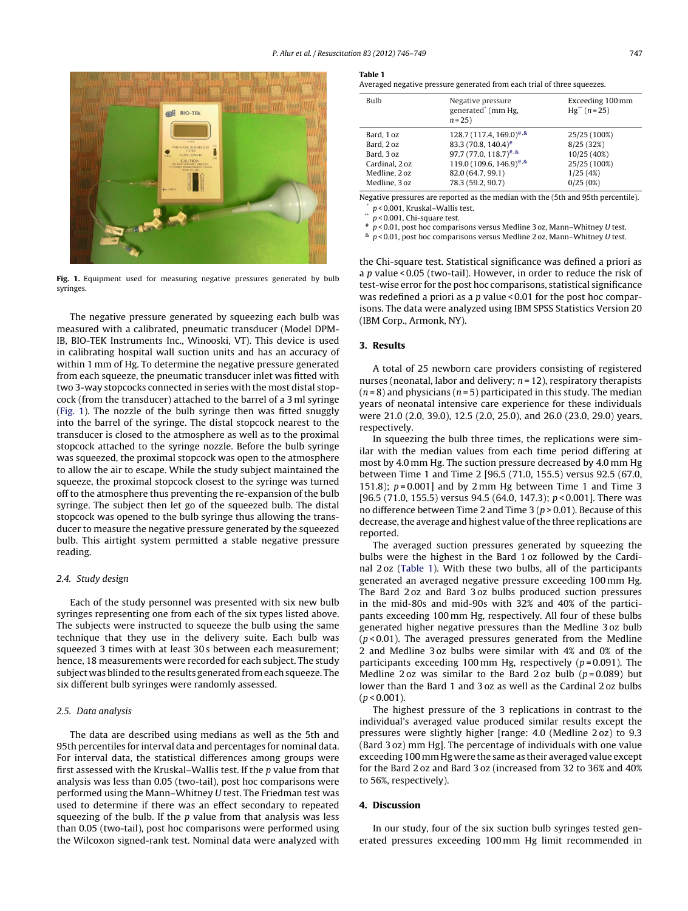Fig. 1. Equipment used for measuring negative pressures generated by bulb syringes.

The negative pressure generated by squeezing each bulb was measured with a calibrated, pneumatic transducer (Model DPM-IB, BIO-TEK Instruments Inc., Winooski, VT). This device is used in calibrating hospital wall suction units and has an accuracy of within 1 mm of Hg. To determine the negative pressure generated from each squeeze, the pneumatic transducer inlet was fitted with two 3-way stopcocks connected in series with the most distal stopcock (from the transducer) attached to the barrel of a 3 ml syringe (Fig. 1). The nozzle of the bulb syringe then was fitted snuggly into the barrel of the syringe. The distal stopcock nearest to the transducer is closed to the atmosphere as well as to the proximal stopcock attached to the syringe nozzle. Before the bulb syringe was squeezed, the proximal stopcock was open to the atmosphere to allow the air to escape. While the study subject maintained the squeeze, the proximal stopcock closest to the syringe was turned off to the atmosphere thus preventing the re-expansion of the bulb syringe. The subject then let go of the squeezed bulb. The distal stopcock was opened to the bulb syringe thus allowing the transducer to measure the negative pressure generated by the squeezed bulb. This airtight system permitted a stable negative pressure reading.

### 2.4. Study design

Each of the study personnel was presented with six new bulb syringes representing one from each of the six types listed above. The subjects were instructed to squeeze the bulb using the same technique that they use in the delivery suite. Each bulb was squeezed 3 times with at least 30 s between each measurement; hence, 18 measurements were recorded for each subject. The study subject was blinded to the results generated from each squeeze. The six different bulb syringes were randomly assessed.

### 2.5. Data analysis

The data are described using medians as well as the 5th and 95th percentiles for interval data and percentages for nominal data. For interval data, the statistical differences among groups were first assessed with the Kruskal–Wallis test. If the $p$ value from that analysis was less than 0.05 (two-tail), post hoc comparisons were performed using the Mann–Whitney $U$ test. The Friedman test was used to determine if there was an effect secondary to repeated squeezing of the bulb. If the $p$ value from that analysis was less than 0.05 (two-tail), post hoc comparisons were performed using the Wilcoxon signed-rank test. Nominal data were analyzed with the Chi-square test. Statistical significance was defined a priori as a $p$ value < 0.05 (two-tail). However, in order to reduce the risk of test-wise error for the post hoc comparisons, statistical significance was redefined a priori as a $p$ value < 0.01 for the post hoc comparisons. The data were analyzed using IBM SPSS Statistics Version 20 (IBM Corp., Armonk, NY).

**Table 1**
Averaged negative pressure generated from each trial of three squeezes.

| Bulb | Negative pressure generated* (mm Hg, $n = 25$) | Exceeding 100 mm Hg** ($n = 25$) |
|---|---|---|
| Bard, 1 oz | 128.7 (117.4, 169.0)#,& | 25/25 (100%) |
| Bard, 2 oz | 83.3 (70.8, 140.4)# | 8/25 (32%) |
| Bard, 3 oz | 97.7 (77.0, 118.7)#,& | 10/25 (40%) |
| Cardinal, 2 oz | 119.0 (109.6, 146.9)#,& | 25/25 (100%) |
| Medline, 2 oz | 82.0 (64.7, 99.1) | 1/25 (4%) |
| Medline, 3 oz | 78.3 (59.2, 90.7) | 0/25 (0%) |

Negative pressures are reported as the median with the (5th and 95th percentile).
\* $p < 0.001$, Kruskal–Wallis test.
\** $p < 0.001$, Chi-square test.
\# $p < 0.01$, post hoc comparisons versus Medline 3 oz, Mann–Whitney $U$ test.
& $p < 0.01$, post hoc comparisons versus Medline 2 oz, Mann–Whitney $U$ test.

## 3. Results

A total of 25 newborn care providers consisting of registered nurses (neonatal, labor and delivery; $n = 12$), respiratory therapists ($n = 8$) and physicians ($n = 5$) participated in this study. The median years of neonatal intensive care experience for these individuals were 21.0 (2.0, 39.0), 12.5 (2.0, 25.0), and 26.0 (23.0, 29.0) years, respectively.

In squeezing the bulb three times, the replications were similar with the median values from each time period differing at most by 4.0 mm Hg. The suction pressure decreased by 4.0 mm Hg between Time 1 and Time 2 [96.5 (71.0, 155.5) versus 92.5 (67.0, 151.8); $p = 0.001$] and by 2 mm Hg between Time 1 and Time 3 [96.5 (71.0, 155.5) versus 94.5 (64.0, 147.3); $p < 0.001$]. There was no difference between Time 2 and Time 3 ($p > 0.01$). Because of this decrease, the average and highest value of the three replications are reported.

The averaged suction pressures generated by squeezing the bulbs were the highest in the Bard 1 oz followed by the Cardinal 2 oz (Table 1). With these two bulbs, all of the participants generated an averaged negative pressure exceeding 100 mm Hg. The Bard 2 oz and Bard 3 oz bulbs produced suction pressures in the mid-80s and mid-90s with 32% and 40% of the participants exceeding 100 mm Hg, respectively. All four of these bulbs generated higher negative pressures than the Medline 3 oz bulb ($p < 0.01$). The averaged pressures generated from the Medline 2 and Medline 3 oz bulbs were similar with 4% and 0% of the participants exceeding 100 mm Hg, respectively ($p = 0.091$). The Medline 2 oz was similar to the Bard 2 oz bulb ($p = 0.089$) but lower than the Bard 1 and 3 oz as well as the Cardinal 2 oz bulbs ($p < 0.001$).

The highest pressure of the 3 replications in contrast to the individual's averaged value produced similar results except the pressures were slightly higher [range: 4.0 (Medline 2 oz) to 9.3 (Bard 3 oz) mm Hg]. The percentage of individuals with one value exceeding 100 mm Hg were the same as their averaged value except for the Bard 2 oz and Bard 3 oz (increased from 32 to 36% and 40% to 56%, respectively).

## 4. Discussion

In our study, four of the six suction bulb syringes tested generated pressures exceeding 100 mm Hg limit recommended in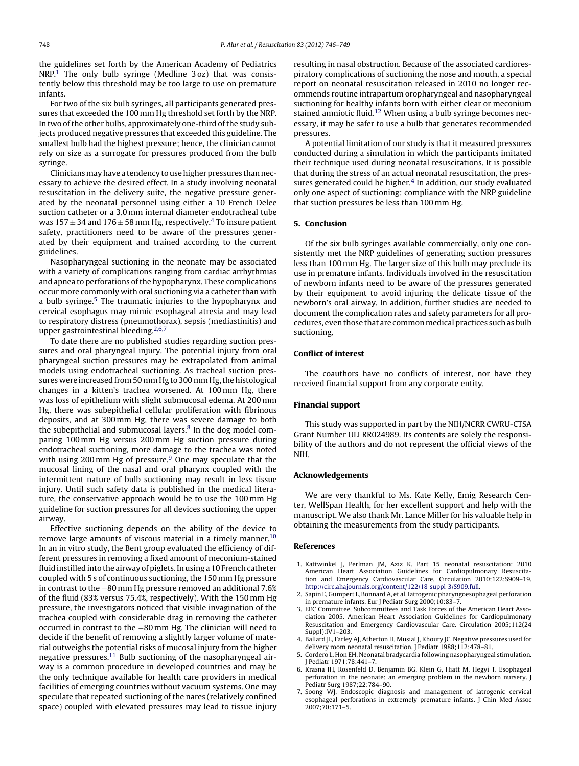the guidelines set forth by the American Academy of Pediatrics NRP.[1] The only bulb syringe (Medline 3 oz) that was consistently below this threshold may be too large to use on premature infants.

For two of the six bulb syringes, all participants generated pressures that exceeded the 100 mm Hg threshold set forth by the NRP. In two of the other bulbs, approximately one-third of the study subjects produced negative pressures that exceeded this guideline. The smallest bulb had the highest pressure; hence, the clinician cannot rely on size as a surrogate for pressures produced from the bulb syringe.

Clinicians may have a tendency to use higher pressures than necessary to achieve the desired effect. In a study involving neonatal resuscitation in the delivery suite, the negative pressure generated by the neonatal personnel using either a 10 French Delee suction catheter or a 3.0 mm internal diameter endotracheal tube was $157 \pm 34$ and $176 \pm 58$ mm Hg, respectively.[4] To insure patient safety, practitioners need to be aware of the pressures generated by their equipment and trained according to the current guidelines.

Nasopharyngeal suctioning in the neonate may be associated with a variety of complications ranging from cardiac arrhythmias and apnea to perforations of the hypopharynx. These complications occur more commonly with oral suctioning via a catheter than with a bulb syringe.[5] The traumatic injuries to the hypopharynx and cervical esophagus may mimic esophageal atresia and may lead to respiratory distress (pneumothorax), sepsis (mediastinitis) and upper gastrointestinal bleeding.[2,6,7]

To date there are no published studies regarding suction pressures and oral pharyngeal injury. The potential injury from oral pharyngeal suction pressures may be extrapolated from animal models using endotracheal suctioning. As tracheal suction pressures were increased from 50 mm Hg to 300 mm Hg, the histological changes in a kitten's trachea worsened. At 100 mm Hg, there was loss of epithelium with slight submucosal edema. At 200 mm Hg, there was subepithelial cellular proliferation with fibrinous deposits, and at 300 mm Hg, there was severe damage to both the subepithelial and submucosal layers.[8] In the dog model comparing 100 mm Hg versus 200 mm Hg suction pressure during endotracheal suctioning, more damage to the trachea was noted with using 200 mm Hg of pressure.[9] One may speculate that the mucosal lining of the nasal and oral pharynx coupled with the intermittent nature of bulb suctioning may result in less tissue injury. Until such safety data is published in the medical literature, the conservative approach would be to use the 100 mm Hg guideline for suction pressures for all devices suctioning the upper airway.

Effective suctioning depends on the ability of the device to remove large amounts of viscous material in a timely manner.[10] In an in vitro study, the Bent group evaluated the efficiency of different pressures in removing a fixed amount of meconium-stained fluid instilled into the airway of piglets. In using a 10 French catheter coupled with 5 s of continuous suctioning, the 150 mm Hg pressure in contrast to the −80 mm Hg pressure removed an additional 7.6% of the fluid (83% versus 75.4%, respectively). With the 150 mm Hg pressure, the investigators noticed that visible invagination of the trachea coupled with considerable drag in removing the catheter occurred in contrast to the −80 mm Hg. The clinician will need to decide if the benefit of removing a slightly larger volume of material outweighs the potential risks of mucosal injury from the higher negative pressures.[11] Bulb suctioning of the nasopharyngeal airway is a common procedure in developed countries and may be the only technique available for health care providers in medical facilities of emerging countries without vacuum systems. One may speculate that repeated suctioning of the nares (relatively confined space) coupled with elevated pressures may lead to tissue injury resulting in nasal obstruction. Because of the associated cardiorespiratory complications of suctioning the nose and mouth, a special report on neonatal resuscitation released in 2010 no longer recommends routine intrapartum oropharyngeal and nasopharyngeal suctioning for healthy infants born with either clear or meconium stained amniotic fluid.[12] When using a bulb syringe becomes necessary, it may be safer to use a bulb that generates recommended pressures.

A potential limitation of our study is that it measured pressures conducted during a simulation in which the participants imitated their technique used during neonatal resuscitations. It is possible that during the stress of an actual neonatal resuscitation, the pressures generated could be higher.[4] In addition, our study evaluated only one aspect of suctioning: compliance with the NRP guideline that suction pressures be less than 100 mm Hg.

## 5. Conclusion

Of the six bulb syringes available commercially, only one consistently met the NRP guidelines of generating suction pressures less than 100 mm Hg. The larger size of this bulb may preclude its use in premature infants. Individuals involved in the resuscitation of newborn infants need to be aware of the pressures generated by their equipment to avoid injuring the delicate tissue of the newborn's oral airway. In addition, further studies are needed to document the complication rates and safety parameters for all procedures, even those that are common medical practices such as bulb suctioning.

## Conflict of interest

The coauthors have no conflicts of interest, nor have they received financial support from any corporate entity.

## Financial support

This study was supported in part by the NIH/NCRR CWRU-CTSA Grant Number ULI RR024989. Its contents are solely the responsibility of the authors and do not represent the official views of the NIH.

## Acknowledgements

We are very thankful to Ms. Kate Kelly, Emig Research Center, WellSpan Health, for her excellent support and help with the manuscript. We also thank Mr. Lance Miller for his valuable help in obtaining the measurements from the study participants.

## References

1. Kattwinkel J, Perlman JM, Aziz K. Part 15 neonatal resuscitation: 2010 American Heart Association Guidelines for Cardiopulmonary Resuscitation and Emergency Cardiovascular Care. Circulation 2010;122:S909–19. http://circ.ahajournals.org/content/122/18_suppl_3/S909.full.
2. Sapin E, Gumpert L, Bonnard A, et al. Iatrogenic pharyngoesophageal perforation in premature infants. Eur J Pediatr Surg 2000;10:83–7.
3. EEC Committee, Subcommittees and Task Forces of the American Heart Association 2005. American Heart Association Guidelines for Cardiopulmonary Resuscitation and Emergency Cardiovascular Care. Circulation 2005;112(24 Suppl):IV1–203.
4. Ballard JL, Farley AJ, Atherton H, Musial J, Khoury JC. Negative pressures used for delivery room neonatal resuscitation. J Pediatr 1988;112:478–81.
5. Cordero L, Hon EH. Neonatal bradycardia following nasopharyngeal stimulation. J Pediatr 1971;78:441–7.
6. Krasna IH, Rosenfeld D, Benjamin BG, Klein G, Hiatt M, Hegyi T. Esophageal perforation in the neonate: an emerging problem in the newborn nursery. J Pediatr Surg 1987;22:784–90.
7. Soong WJ. Endoscopic diagnosis and management of iatrogenic cervical esophageal perforations in extremely premature infants. J Chin Med Assoc 2007;70:171–5.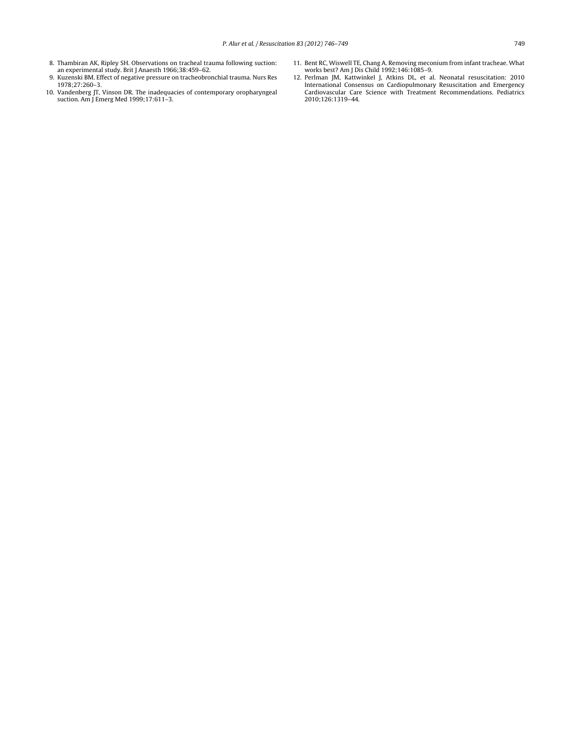8. Thambiran AK, Ripley SH. Observations on tracheal trauma following suction: an experimental study. Brit J Anaesth 1966;38:459–62.
9. Kuzenski BM. Effect of negative pressure on tracheobronchial trauma. Nurs Res 1978;27:260–3.
10. Vandenberg JT, Vinson DR. The inadequacies of contemporary oropharyngeal suction. Am J Emerg Med 1999;17:611–3.
11. Bent RC, Wiswell TE, Chang A. Removing meconium from infant tracheae. What works best? Am J Dis Child 1992;146:1085–9.
12. Perlman JM, Kattwinkel J, Atkins DL, et al. Neonatal resuscitation: 2010 International Consensus on Cardiopulmonary Resuscitation and Emergency Cardiovascular Care Science with Treatment Recommendations. Pediatrics 2010;126:1319–44.